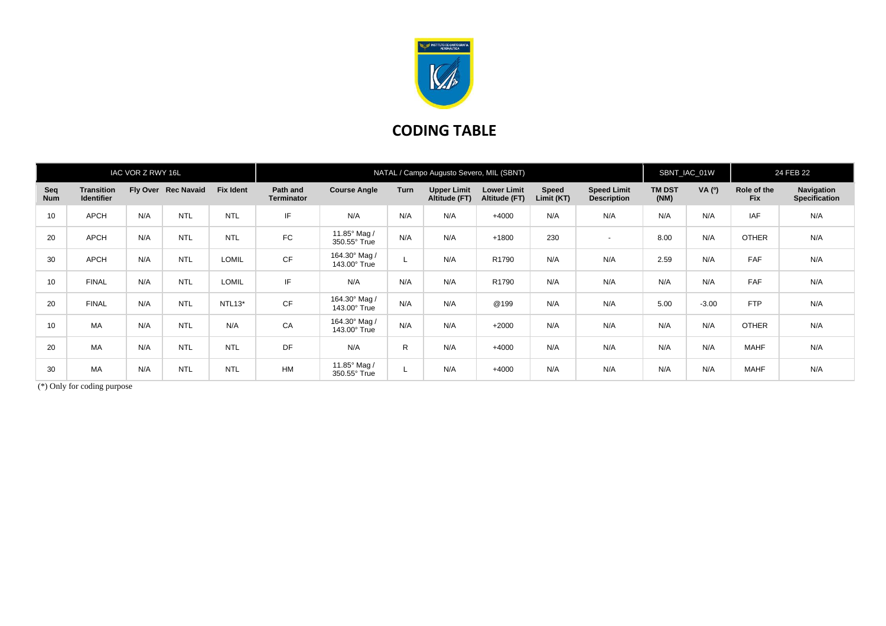# CODING TABLE

| IAC VOR Z RWY 16L | | | | | NATAL / Campo Augusto Severo, MIL (SBNT) | | | | | | | SBNT_IAC_01W | | 24 FEB 22 | |
|---|---|---|---|---|---|---|---|---|---|---|---|---|---|---|---|
| **Seq Num** | **Transition Identifier** | **Fly Over** | **Rec Navaid** | **Fix Ident** | **Path and Terminator** | **Course Angle** | **Turn** | **Upper Limit Altitude (FT)** | **Lower Limit Altitude (FT)** | **Speed Limit (KT)** | **Speed Limit Description** | **TM DST (NM)** | **VA (º)** | **Role of the Fix** | **Navigation Specification** |
| 10 | APCH | N/A | NTL | NTL | IF | N/A | N/A | N/A | +4000 | N/A | N/A | N/A | N/A | IAF | N/A |
| 20 | APCH | N/A | NTL | NTL | FC | 11.85° Mag / 350.55° True | N/A | N/A | +1800 | 230 | - | 8.00 | N/A | OTHER | N/A |
| 30 | APCH | N/A | NTL | LOMIL | CF | 164.30° Mag / 143.00° True | L | N/A | R1790 | N/A | N/A | 2.59 | N/A | FAF | N/A |
| 10 | FINAL | N/A | NTL | LOMIL | IF | N/A | N/A | N/A | R1790 | N/A | N/A | N/A | N/A | FAF | N/A |
| 20 | FINAL | N/A | NTL | NTL13* | CF | 164.30° Mag / 143.00° True | N/A | N/A | @199 | N/A | N/A | 5.00 | -3.00 | FTP | N/A |
| 10 | MA | N/A | NTL | N/A | CA | 164.30° Mag / 143.00° True | N/A | N/A | +2000 | N/A | N/A | N/A | N/A | OTHER | N/A |
| 20 | MA | N/A | NTL | NTL | DF | N/A | R | N/A | +4000 | N/A | N/A | N/A | N/A | MAHF | N/A |
| 30 | MA | N/A | NTL | NTL | HM | 11.85° Mag / 350.55° True | L | N/A | +4000 | N/A | N/A | N/A | N/A | MAHF | N/A |

(*) Only for coding purpose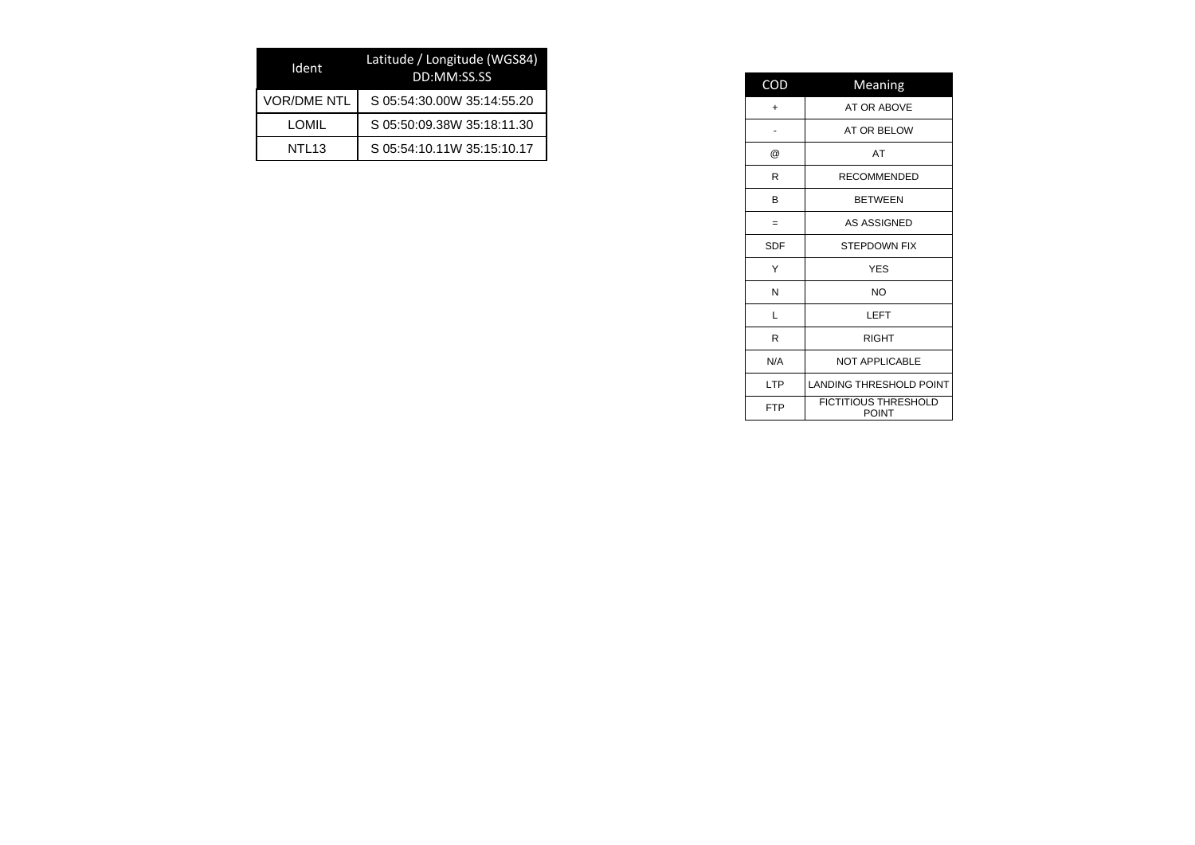| Ident | Latitude / Longitude (WGS84) DD:MM:SS.SS |
|---|---|
| VOR/DME NTL | S 05:54:30.00W 35:14:55.20 |
| LOMIL | S 05:50:09.38W 35:18:11.30 |
| NTL13 | S 05:54:10.11W 35:15:10.17 |

| COD | Meaning |
|---|---|
| + | AT OR ABOVE |
| - | AT OR BELOW |
| @ | AT |
| R | RECOMMENDED |
| B | BETWEEN |
| = | AS ASSIGNED |
| SDF | STEPDOWN FIX |
| Y | YES |
| N | NO |
| L | LEFT |
| R | RIGHT |
| N/A | NOT APPLICABLE |
| LTP | LANDING THRESHOLD POINT |
| FTP | FICTITIOUS THRESHOLD POINT |